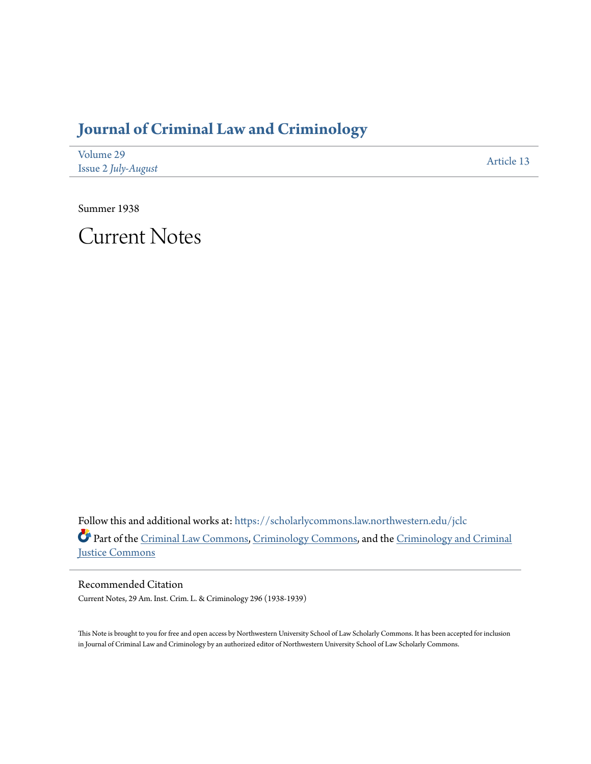# Journal of Criminal Law and Criminology

Volume 29
Issue 2 *July-August*

Article 13

Summer 1938

# Current Notes

Follow this and additional works at: https://scholarlycommons.law.northwestern.edu/jclc

Part of the Criminal Law Commons, Criminology Commons, and the Criminology and Criminal Justice Commons

## Recommended Citation

Current Notes, 29 Am. Inst. Crim. L. & Criminology 296 (1938-1939)

This Note is brought to you for free and open access by Northwestern University School of Law Scholarly Commons. It has been accepted for inclusion in Journal of Criminal Law and Criminology by an authorized editor of Northwestern University School of Law Scholarly Commons.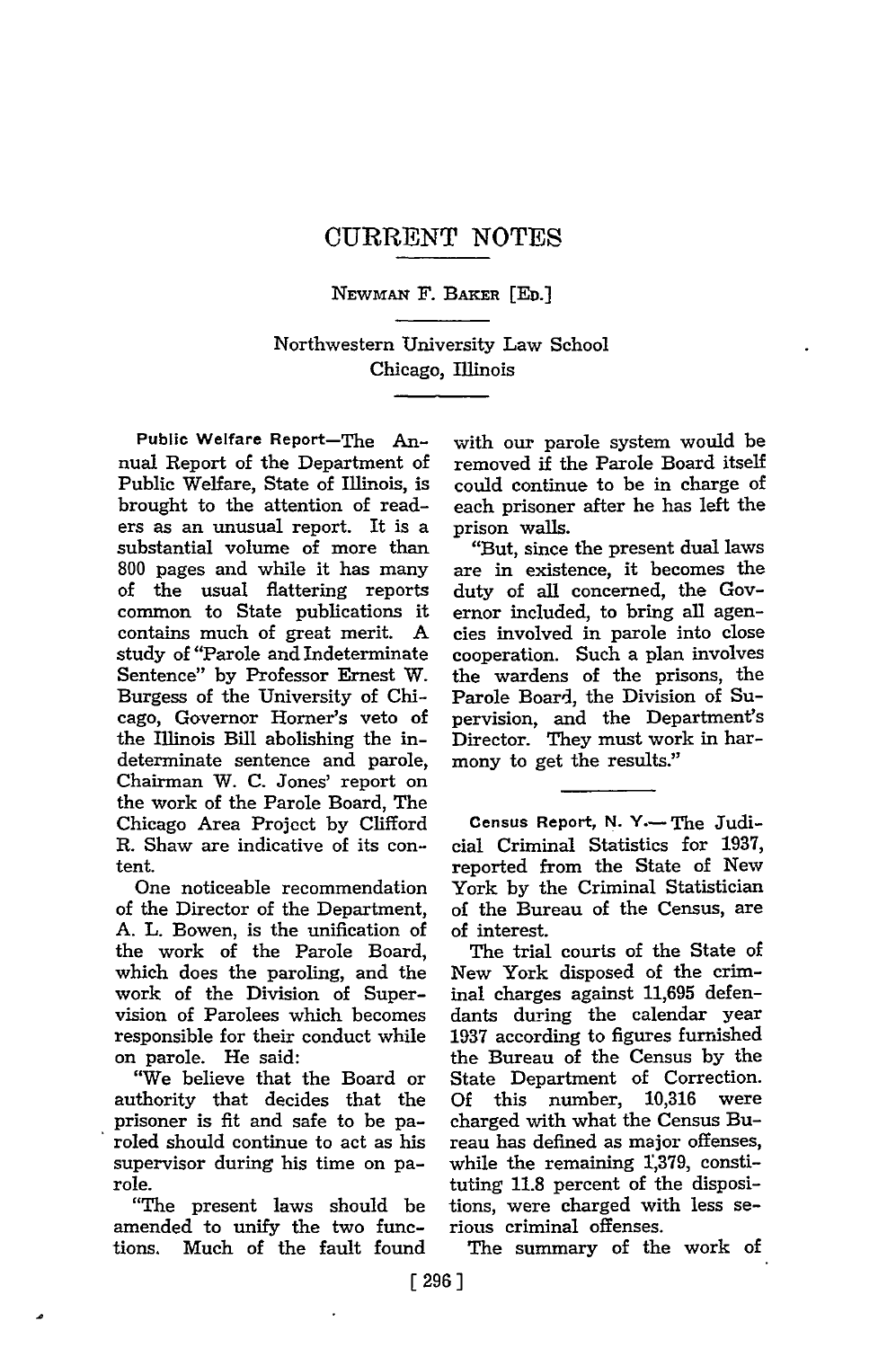# CURRENT NOTES

NEWMAN F. BAKER [ED.]

Northwestern University Law School
Chicago, Illinois

**Public Welfare Report**—The Annual Report of the Department of Public Welfare, State of Illinois, is brought to the attention of readers as an unusual report. It is a substantial volume of more than 800 pages and while it has many of the usual flattering reports common to State publications it contains much of great merit. A study of "Parole and Indeterminate Sentence" by Professor Ernest W. Burgess of the University of Chicago, Governor Horner's veto of the Illinois Bill abolishing the indeterminate sentence and parole, Chairman W. C. Jones' report on the work of the Parole Board, The Chicago Area Project by Clifford R. Shaw are indicative of its content.

One noticeable recommendation of the Director of the Department, A. L. Bowen, is the unification of the work of the Parole Board, which does the paroling, and the work of the Division of Supervision of Parolees which becomes responsible for their conduct while on parole. He said:

"We believe that the Board or authority that decides that the prisoner is fit and safe to be paroled should continue to act as his supervisor during his time on parole.

"The present laws should be amended to unify the two functions. Much of the fault found with our parole system would be removed if the Parole Board itself could continue to be in charge of each prisoner after he has left the prison walls.

"But, since the present dual laws are in existence, it becomes the duty of all concerned, the Governor included, to bring all agencies involved in parole into close cooperation. Such a plan involves the wardens of the prisons, the Parole Board, the Division of Supervision, and the Department's Director. They must work in harmony to get the results."

**Census Report, N. Y.**—The Judicial Criminal Statistics for 1937, reported from the State of New York by the Criminal Statistician of the Bureau of the Census, are of interest.

The trial courts of the State of New York disposed of the criminal charges against 11,695 defendants during the calendar year 1937 according to figures furnished the Bureau of the Census by the State Department of Correction. Of this number, 10,316 were charged with what the Census Bureau has defined as major offenses, while the remaining 1,379, constituting 11.8 percent of the dispositions, were charged with less serious criminal offenses.

The summary of the work of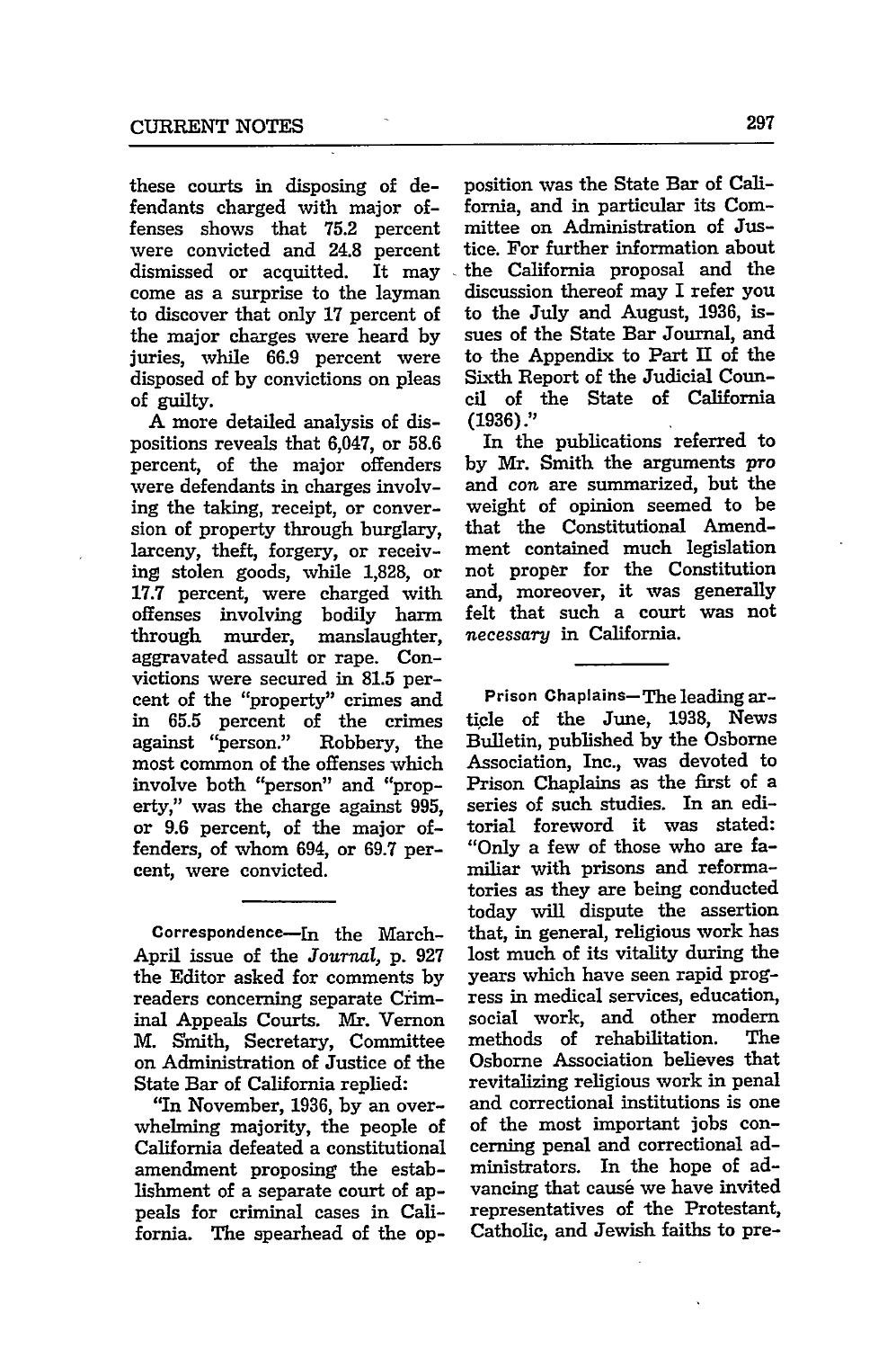these courts in disposing of defendants charged with major offenses shows that 75.2 percent were convicted and 24.8 percent dismissed or acquitted. It may come as a surprise to the layman to discover that only 17 percent of the major charges were heard by juries, while 66.9 percent were disposed of by convictions on pleas of guilty.

A more detailed analysis of dispositions reveals that 6,047, or 58.6 percent, of the major offenders were defendants in charges involving the taking, receipt, or conversion of property through burglary, larceny, theft, forgery, or receiving stolen goods, while 1,828, or 17.7 percent, were charged with offenses involving bodily harm through murder, manslaughter, aggravated assault or rape. Convictions were secured in 81.5 percent of the "property" crimes and in 65.5 percent of the crimes against "person." Robbery, the most common of the offenses which involve both "person" and "property," was the charge against 995, or 9.6 percent, of the major offenders, of whom 694, or 69.7 percent, were convicted.

---

**Correspondence**—In the March-April issue of the *Journal*, p. 927 the Editor asked for comments by readers concerning separate Criminal Appeals Courts. Mr. Vernon M. Smith, Secretary, Committee on Administration of Justice of the State Bar of California replied:

"In November, 1936, by an overwhelming majority, the people of California defeated a constitutional amendment proposing the establishment of a separate court of appeals for criminal cases in California. The spearhead of the opposition was the State Bar of California, and in particular its Committee on Administration of Justice. For further information about the California proposal and the discussion thereof may I refer you to the July and August, 1936, issues of the State Bar Journal, and to the Appendix to Part II of the Sixth Report of the Judicial Council of the State of California (1936)."

In the publications referred to by Mr. Smith the arguments *pro* and *con* are summarized, but the weight of opinion seemed to be that the Constitutional Amendment contained much legislation not proper for the Constitution and, moreover, it was generally felt that such a court was not *necessary* in California.

---

**Prison Chaplains**—The leading article of the June, 1938, News Bulletin, published by the Osborne Association, Inc., was devoted to Prison Chaplains as the first of a series of such studies. In an editorial foreword it was stated: "Only a few of those who are familiar with prisons and reformatories as they are being conducted today will dispute the assertion that, in general, religious work has lost much of its vitality during the years which have seen rapid progress in medical services, education, social work, and other modern methods of rehabilitation. The Osborne Association believes that revitalizing religious work in penal and correctional institutions is one of the most important jobs concerning penal and correctional administrators. In the hope of advancing that cause we have invited representatives of the Protestant, Catholic, and Jewish faiths to pre-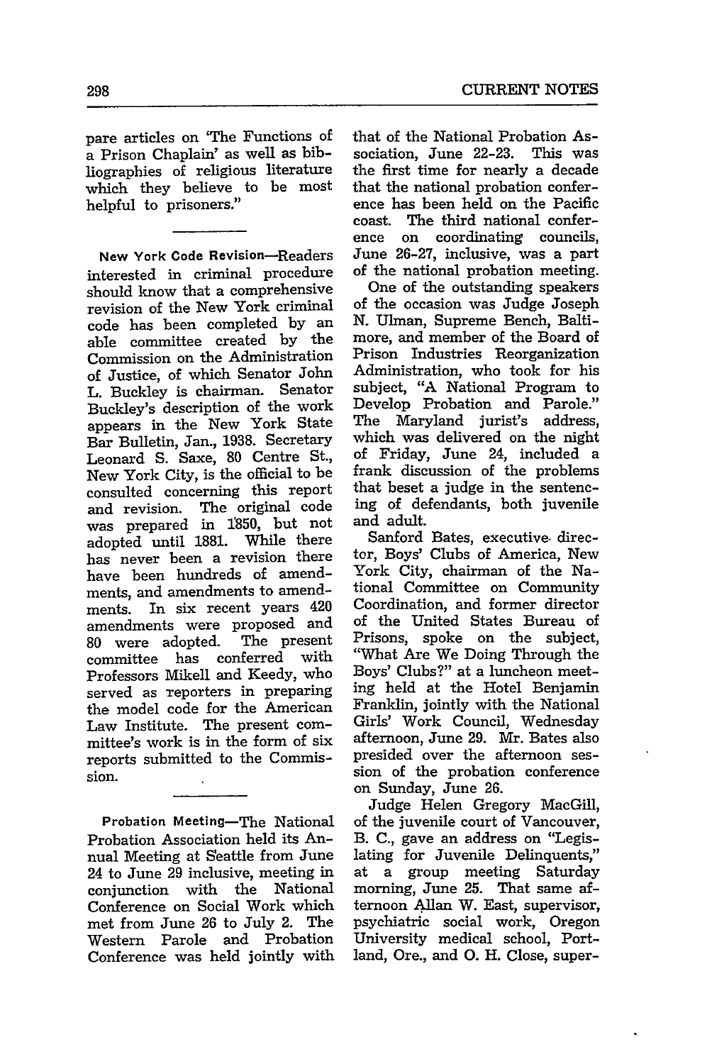pare articles on 'The Functions of a Prison Chaplain' as well as bibliographies of religious literature which they believe to be most helpful to prisoners."

**New York Code Revision**—Readers interested in criminal procedure should know that a comprehensive revision of the New York criminal code has been completed by an able committee created by the Commission on the Administration of Justice, of which Senator John L. Buckley is chairman. Senator Buckley's description of the work appears in the New York State Bar Bulletin, Jan., 1938. Secretary Leonard S. Saxe, 80 Centre St., New York City, is the official to be consulted concerning this report and revision. The original code was prepared in 1850, but not adopted until 1881. While there has never been a revision there have been hundreds of amendments, and amendments to amendments. In six recent years 420 amendments were proposed and 80 were adopted. The present committee has conferred with Professors Mikell and Keedy, who served as reporters in preparing the model code for the American Law Institute. The present committee's work is in the form of six reports submitted to the Commission.

**Probation Meeting**—The National Probation Association held its Annual Meeting at Seattle from June 24 to June 29 inclusive, meeting in conjunction with the National Conference on Social Work which met from June 26 to July 2. The Western Parole and Probation Conference was held jointly with that of the National Probation Association, June 22-23. This was the first time for nearly a decade that the national probation conference has been held on the Pacific coast. The third national conference on coordinating councils, June 26-27, inclusive, was a part of the national probation meeting.

One of the outstanding speakers of the occasion was Judge Joseph N. Ulman, Supreme Bench, Baltimore, and member of the Board of Prison Industries Reorganization Administration, who took for his subject, "A National Program to Develop Probation and Parole." The Maryland jurist's address, which was delivered on the night of Friday, June 24, included a frank discussion of the problems that beset a judge in the sentencing of defendants, both juvenile and adult.

Sanford Bates, executive director, Boys' Clubs of America, New York City, chairman of the National Committee on Community Coordination, and former director of the United States Bureau of Prisons, spoke on the subject, "What Are We Doing Through the Boys' Clubs?" at a luncheon meeting held at the Hotel Benjamin Franklin, jointly with the National Girls' Work Council, Wednesday afternoon, June 29. Mr. Bates also presided over the afternoon session of the probation conference on Sunday, June 26.

Judge Helen Gregory MacGill, of the juvenile court of Vancouver, B. C., gave an address on "Legislating for Juvenile Delinquents," at a group meeting Saturday morning, June 25. That same afternoon Allan W. East, supervisor, psychiatric social work, Oregon University medical school, Portland, Ore., and O. H. Close, super-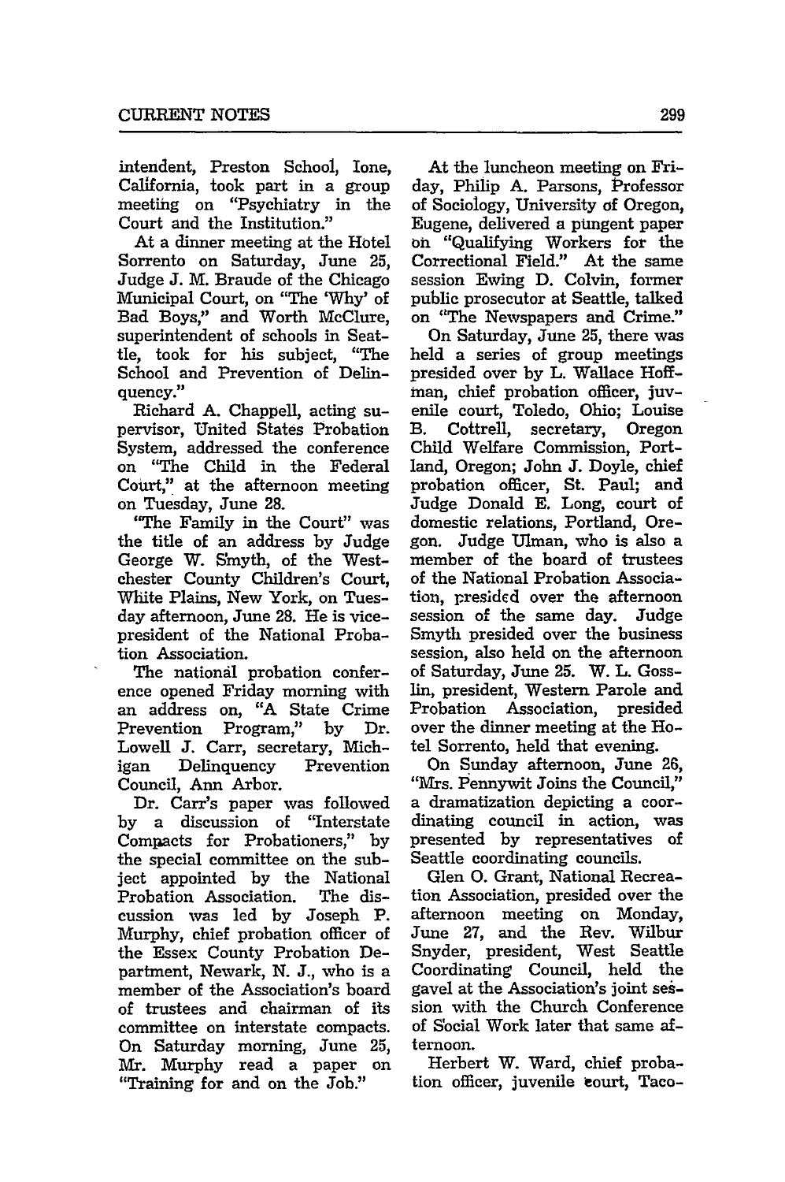intendent, Preston School, Ione, California, took part in a group meeting on "Psychiatry in the Court and the Institution."

At a dinner meeting at the Hotel Sorrento on Saturday, June 25, Judge J. M. Braude of the Chicago Municipal Court, on "The 'Why' of Bad Boys," and Worth McClure, superintendent of schools in Seattle, took for his subject, "The School and Prevention of Delinquency."

Richard A. Chappell, acting supervisor, United States Probation System, addressed the conference on "The Child in the Federal Court," at the afternoon meeting on Tuesday, June 28.

"The Family in the Court" was the title of an address by Judge George W. Smyth, of the Westchester County Children's Court, White Plains, New York, on Tuesday afternoon, June 28. He is vice-president of the National Probation Association.

The national probation conference opened Friday morning with an address on, "A State Crime Prevention Program," by Dr. Lowell J. Carr, secretary, Michigan Delinquency Prevention Council, Ann Arbor.

Dr. Carr's paper was followed by a discussion of "Interstate Compacts for Probationers," by the special committee on the subject appointed by the National Probation Association. The discussion was led by Joseph P. Murphy, chief probation officer of the Essex County Probation Department, Newark, N. J., who is a member of the Association's board of trustees and chairman of its committee on interstate compacts. On Saturday morning, June 25, Mr. Murphy read a paper on "Training for and on the Job."

At the luncheon meeting on Friday, Philip A. Parsons, Professor of Sociology, University of Oregon, Eugene, delivered a pungent paper on "Qualifying Workers for the Correctional Field." At the same session Ewing D. Colvin, former public prosecutor at Seattle, talked on "The Newspapers and Crime."

On Saturday, June 25, there was held a series of group meetings presided over by L. Wallace Hoffman, chief probation officer, juvenile court, Toledo, Ohio; Louise B. Cottrell, secretary, Oregon Child Welfare Commission, Portland, Oregon; John J. Doyle, chief probation officer, St. Paul; and Judge Donald E. Long, court of domestic relations, Portland, Oregon. Judge Ulman, who is also a member of the board of trustees of the National Probation Association, presided over the afternoon session of the same day. Judge Smyth presided over the business session, also held on the afternoon of Saturday, June 25. W. L. Gosslin, president, Western Parole and Probation Association, presided over the dinner meeting at the Hotel Sorrento, held that evening.

On Sunday afternoon, June 26, "Mrs. Pennywit Joins the Council," a dramatization depicting a coordinating council in action, was presented by representatives of Seattle coordinating councils.

Glen O. Grant, National Recreation Association, presided over the afternoon meeting on Monday, June 27, and the Rev. Wilbur Snyder, president, West Seattle Coordinating Council, held the gavel at the Association's joint session with the Church Conference of Social Work later that same afternoon.

Herbert W. Ward, chief probation officer, juvenile court, Taco-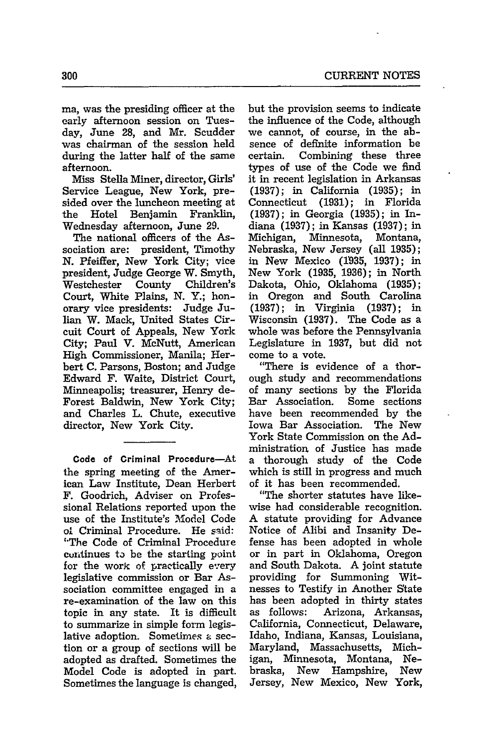ma, was the presiding officer at the early afternoon session on Tuesday, June 28, and Mr. Scudder was chairman of the session held during the latter half of the same afternoon.

Miss Stella Miner, director, Girls' Service League, New York, presided over the luncheon meeting at the Hotel Benjamin Franklin, Wednesday afternoon, June 29.

The national officers of the Association are: president, Timothy N. Pfeiffer, New York City; vice president, Judge George W. Smyth, Westchester County Children's Court, White Plains, N. Y.; honorary vice presidents: Judge Julian W. Mack, United States Circuit Court of Appeals, New York City; Paul V. McNutt, American High Commissioner, Manila; Herbert C. Parsons, Boston; and Judge Edward F. Waite, District Court, Minneapolis; treasurer, Henry deForest Baldwin, New York City; and Charles L. Chute, executive director, New York City.

---

**Code of Criminal Procedure**—At the spring meeting of the American Law Institute, Dean Herbert F. Goodrich, Adviser on Professional Relations reported upon the use of the Institute's Model Code of Criminal Procedure. He said: "The Code of Criminal Procedure continues to be the starting point for the work of practically every legislative commission or Bar Association committee engaged in a re-examination of the law on this topic in any state. It is difficult to summarize in simple form legislative adoption. Sometimes a section or a group of sections will be adopted as drafted. Sometimes the Model Code is adopted in part. Sometimes the language is changed, but the provision seems to indicate the influence of the Code, although we cannot, of course, in the absence of definite information be certain. Combining these three types of use of the Code we find it in recent legislation in Arkansas (1937); in California (1935); in Connecticut (1931); in Florida (1937); in Georgia (1935); in Indiana (1937); in Kansas (1937); in Michigan, Minnesota, Montana, Nebraska, New Jersey (all 1935); in New Mexico (1935, 1937); in New York (1935, 1936); in North Dakota, Ohio, Oklahoma (1935); in Oregon and South Carolina (1937); in Virginia (1937); in Wisconsin (1937). The Code as a whole was before the Pennsylvania Legislature in 1937, but did not come to a vote.

"There is evidence of a thorough study and recommendations of many sections by the Florida Bar Association. Some sections have been recommended by the Iowa Bar Association. The New York State Commission on the Administration of Justice has made a thorough study of the Code which is still in progress and much of it has been recommended.

"The shorter statutes have likewise had considerable recognition. A statute providing for Advance Notice of Alibi and Insanity Defense has been adopted in whole or in part in Oklahoma, Oregon and South Dakota. A joint statute providing for Summoning Witnesses to Testify in Another State has been adopted in thirty states as follows: Arizona, Arkansas, California, Connecticut, Delaware, Idaho, Indiana, Kansas, Louisiana, Maryland, Massachusetts, Michigan, Minnesota, Montana, Nebraska, New Hampshire, New Jersey, New Mexico, New York,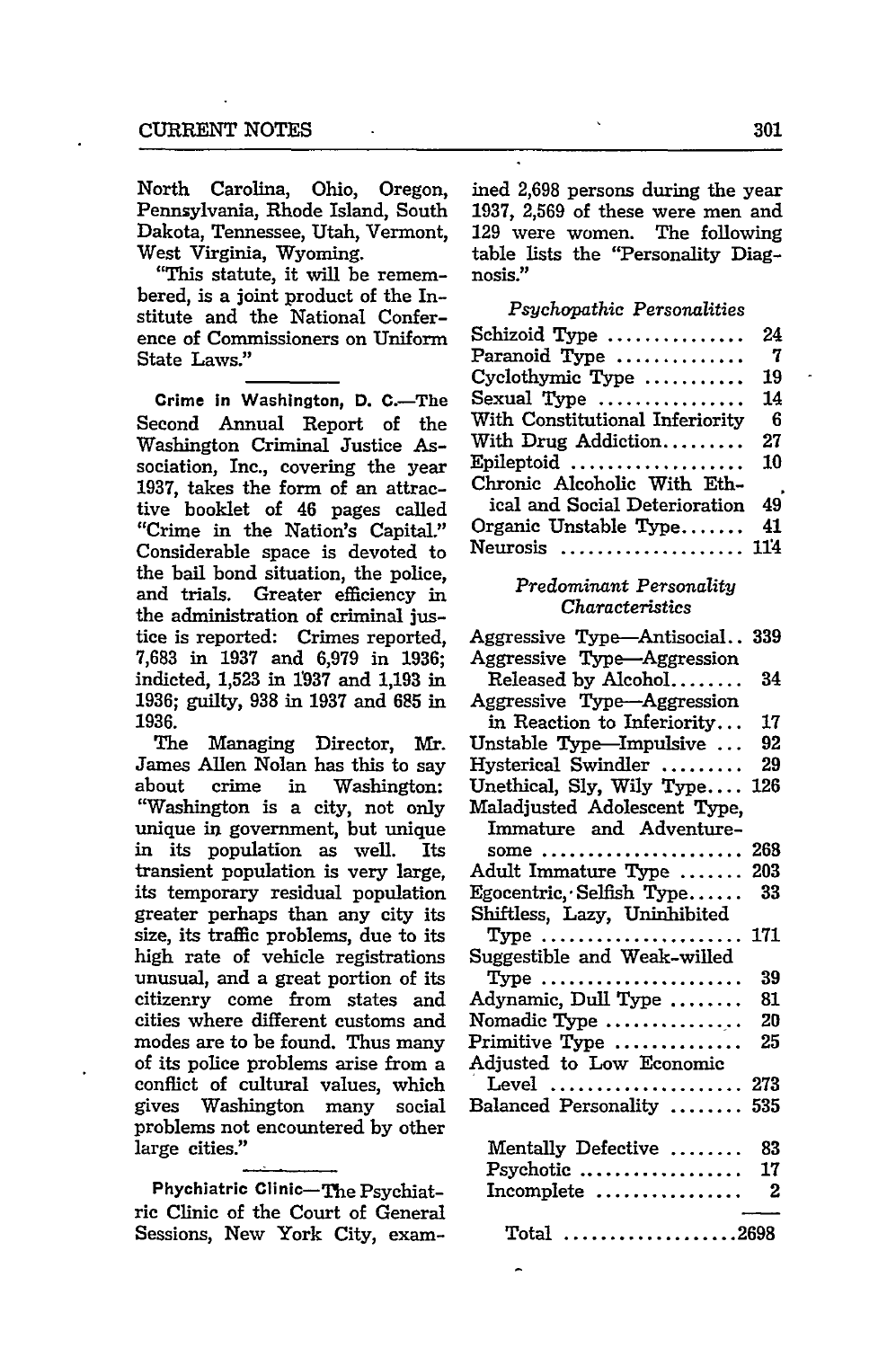North Carolina, Ohio, Oregon, Pennsylvania, Rhode Island, South Dakota, Tennessee, Utah, Vermont, West Virginia, Wyoming.

"This statute, it will be remembered, is a joint product of the Institute and the National Conference of Commissioners on Uniform State Laws."

**Crime in Washington, D. C.**—The Second Annual Report of the Washington Criminal Justice Association, Inc., covering the year 1937, takes the form of an attractive booklet of 46 pages called "Crime in the Nation's Capital." Considerable space is devoted to the bail bond situation, the police, and trials. Greater efficiency in the administration of criminal justice is reported: Crimes reported, 7,683 in 1937 and 6,979 in 1936; indicted, 1,523 in 1937 and 1,193 in 1936; guilty, 938 in 1937 and 685 in 1936.

The Managing Director, Mr. James Allen Nolan has this to say about crime in Washington: "Washington is a city, not only unique in government, but unique in its population as well. Its transient population is very large, its temporary residual population greater perhaps than any city its size, its traffic problems, due to its high rate of vehicle registrations unusual, and a great portion of its citizenry come from states and cities where different customs and modes are to be found. Thus many of its police problems arise from a conflict of cultural values, which gives Washington many social problems not encountered by other large cities."

**Phychiatric Clinic**—The Psychiatric Clinic of the Court of General Sessions, New York City, examined 2,698 persons during the year 1937, 2,569 of these were men and 129 were women. The following table lists the "Personality Diagnosis."

| *Psychopathic Personalities* | |
|---|---|
| Schizoid Type | 24 |
| Paranoid Type | 7 |
| Cyclothymic Type | 19 |
| Sexual Type | 14 |
| With Constitutional Inferiority | 6 |
| With Drug Addiction | 27 |
| Epileptoid | 10 |
| Chronic Alcoholic With Ethical and Social Deterioration | 49 |
| Organic Unstable Type | 41 |
| Neurosis | 114 |
| *Predominant Personality Characteristics* | |
| Aggressive Type—Antisocial | 339 |
| Aggressive Type—Aggression Released by Alcohol | 34 |
| Aggressive Type—Aggression in Reaction to Inferiority | 17 |
| Unstable Type—Impulsive | 92 |
| Hysterical Swindler | 29 |
| Unethical, Sly, Wily Type | 126 |
| Maladjusted Adolescent Type, Immature and Adventuresome | 268 |
| Adult Immature Type | 203 |
| Egocentric, Selfish Type | 33 |
| Shiftless, Lazy, Uninhibited Type | 171 |
| Suggestible and Weak-willed Type | 39 |
| Adynamic, Dull Type | 81 |
| Nomadic Type | 20 |
| Primitive Type | 25 |
| Adjusted to Low Economic Level | 273 |
| Balanced Personality | 535 |
| Mentally Defective | 83 |
| Psychotic | 17 |
| Incomplete | 2 |
| Total | 2698 |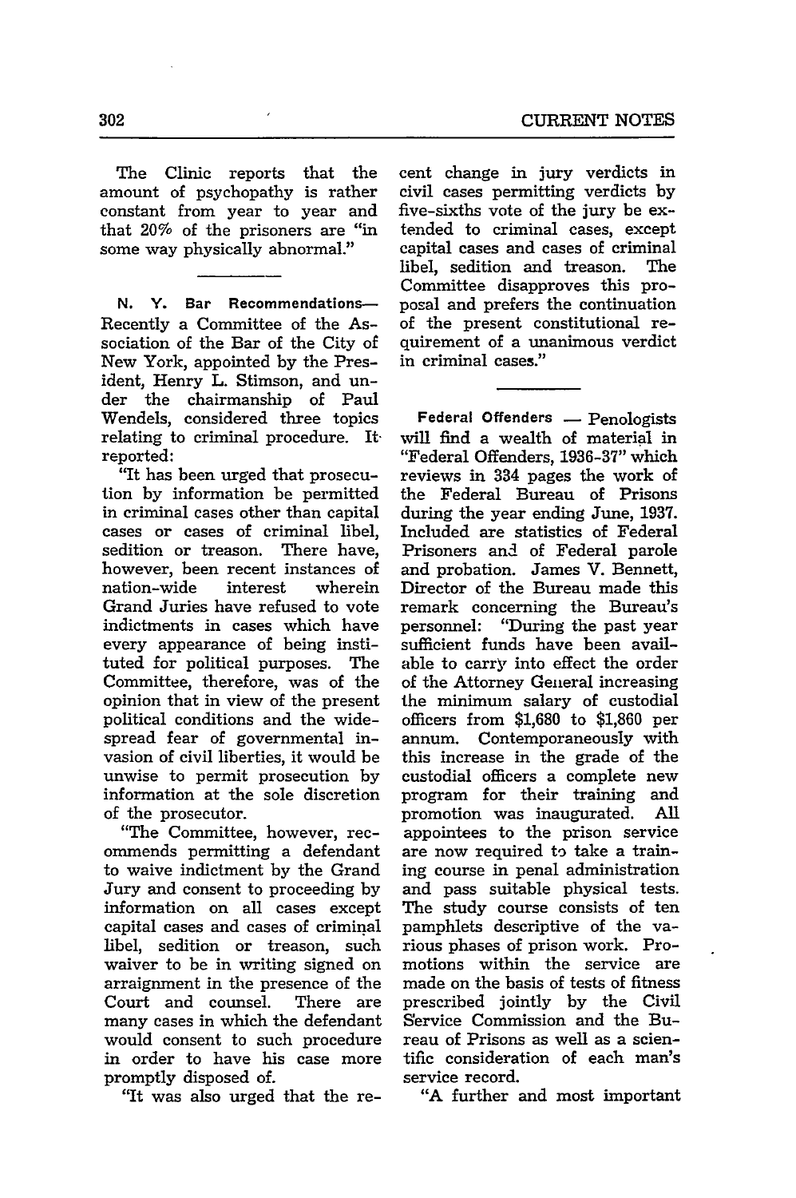The Clinic reports that the amount of psychopathy is rather constant from year to year and that 20% of the prisoners are "in some way physically abnormal."

**N. Y. Bar Recommendations**—Recently a Committee of the Association of the Bar of the City of New York, appointed by the President, Henry L. Stimson, and under the chairmanship of Paul Wendels, considered three topics relating to criminal procedure. It reported:

"It has been urged that prosecution by information be permitted in criminal cases other than capital cases or cases of criminal libel, sedition or treason. There have, however, been recent instances of nation-wide interest wherein Grand Juries have refused to vote indictments in cases which have every appearance of being instituted for political purposes. The Committee, therefore, was of the opinion that in view of the present political conditions and the widespread fear of governmental invasion of civil liberties, it would be unwise to permit prosecution by information at the sole discretion of the prosecutor.

"The Committee, however, recommends permitting a defendant to waive indictment by the Grand Jury and consent to proceeding by information on all cases except capital cases and cases of criminal libel, sedition or treason, such waiver to be in writing signed on arraignment in the presence of the Court and counsel. There are many cases in which the defendant would consent to such procedure in order to have his case more promptly disposed of.

"It was also urged that the recent change in jury verdicts in civil cases permitting verdicts by five-sixths vote of the jury be extended to criminal cases, except capital cases and cases of criminal libel, sedition and treason. The Committee disapproves this proposal and prefers the continuation of the present constitutional requirement of a unanimous verdict in criminal cases."

**Federal Offenders** — Penologists will find a wealth of material in "Federal Offenders, 1936-37" which reviews in 334 pages the work of the Federal Bureau of Prisons during the year ending June, 1937. Included are statistics of Federal Prisoners and of Federal parole and probation. James V. Bennett, Director of the Bureau made this remark concerning the Bureau's personnel: "During the past year sufficient funds have been available to carry into effect the order of the Attorney General increasing the minimum salary of custodial officers from $1,680 to $1,860 per annum. Contemporaneously with this increase in the grade of the custodial officers a complete new program for their training and promotion was inaugurated. All appointees to the prison service are now required to take a training course in penal administration and pass suitable physical tests. The study course consists of ten pamphlets descriptive of the various phases of prison work. Promotions within the service are made on the basis of tests of fitness prescribed jointly by the Civil Service Commission and the Bureau of Prisons as well as a scientific consideration of each man's service record.

"A further and most important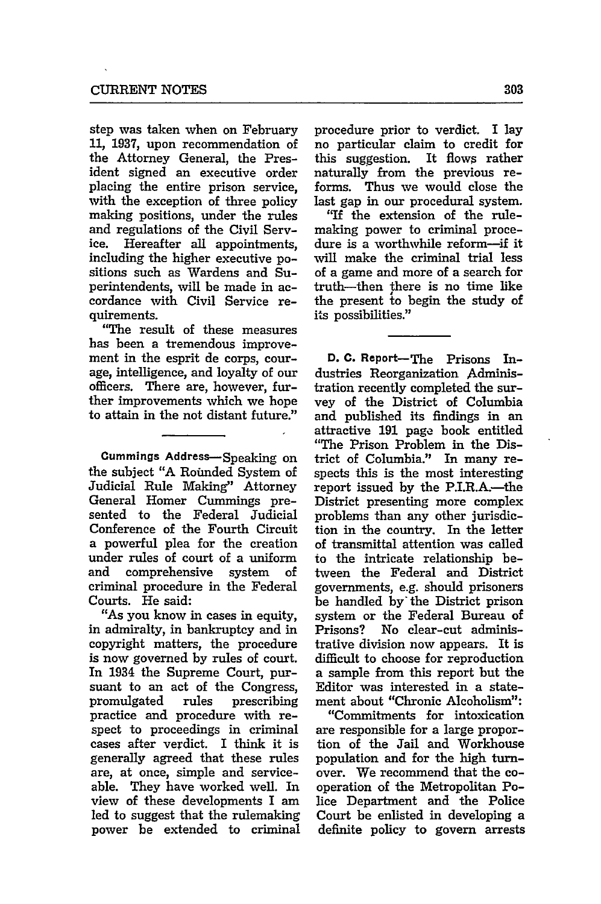step was taken when on February 11, 1937, upon recommendation of the Attorney General, the President signed an executive order placing the entire prison service, with the exception of three policy making positions, under the rules and regulations of the Civil Service. Hereafter all appointments, including the higher executive positions such as Wardens and Superintendents, will be made in accordance with Civil Service requirements.

"The result of these measures has been a tremendous improvement in the esprit de corps, courage, intelligence, and loyalty of our officers. There are, however, further improvements which we hope to attain in the not distant future."

**Cummings Address**—Speaking on the subject "A Rounded System of Judicial Rule Making" Attorney General Homer Cummings presented to the Federal Judicial Conference of the Fourth Circuit a powerful plea for the creation under rules of court of a uniform and comprehensive system of criminal procedure in the Federal Courts. He said:

"As you know in cases in equity, in admiralty, in bankruptcy and in copyright matters, the procedure is now governed by rules of court. In 1934 the Supreme Court, pursuant to an act of the Congress, promulgated rules prescribing practice and procedure with respect to proceedings in criminal cases after verdict. I think it is generally agreed that these rules are, at once, simple and serviceable. They have worked well. In view of these developments I am led to suggest that the rulemaking power be extended to criminal procedure prior to verdict. I lay no particular claim to credit for this suggestion. It flows rather naturally from the previous reforms. Thus we would close the last gap in our procedural system.

"If the extension of the rule-making power to criminal procedure is a worthwhile reform—if it will make the criminal trial less of a game and more of a search for truth—then there is no time like the present to begin the study of its possibilities."

**D. C. Report**—The Prisons Industries Reorganization Administration recently completed the survey of the District of Columbia and published its findings in an attractive 191 page book entitled "The Prison Problem in the District of Columbia." In many respects this is the most interesting report issued by the P.I.R.A.—the District presenting more complex problems than any other jurisdiction in the country. In the letter of transmittal attention was called to the intricate relationship between the Federal and District governments, e.g. should prisoners be handled by the District prison system or the Federal Bureau of Prisons? No clear-cut administrative division now appears. It is difficult to choose for reproduction a sample from this report but the Editor was interested in a statement about "Chronic Alcoholism":

"Commitments for intoxication are responsible for a large proportion of the Jail and Workhouse population and for the high turnover. We recommend that the cooperation of the Metropolitan Police Department and the Police Court be enlisted in developing a definite policy to govern arrests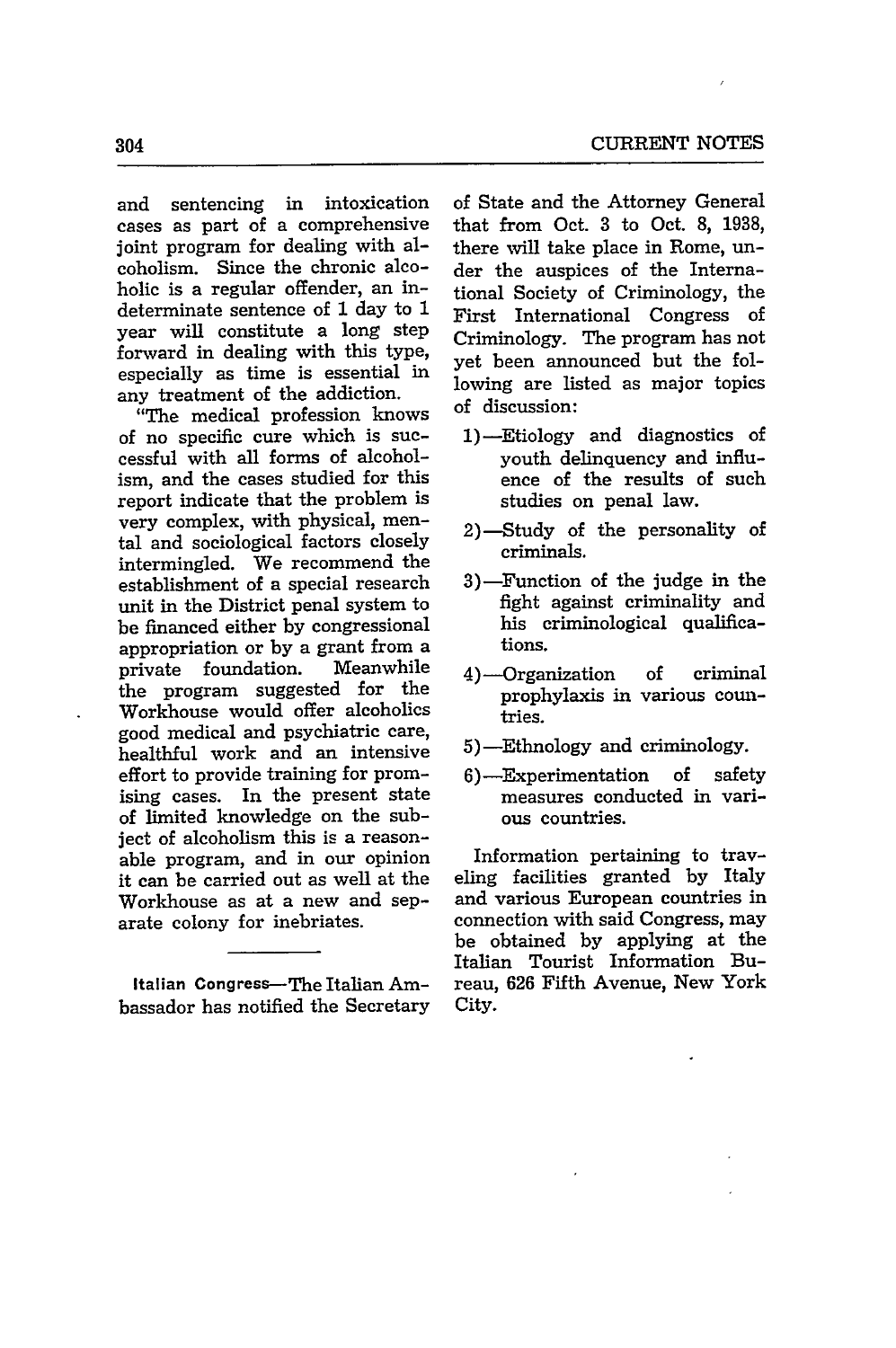and sentencing in intoxication cases as part of a comprehensive joint program for dealing with alcoholism. Since the chronic alcoholic is a regular offender, an indeterminate sentence of 1 day to 1 year will constitute a long step forward in dealing with this type, especially as time is essential in any treatment of the addiction.

"The medical profession knows of no specific cure which is successful with all forms of alcoholism, and the cases studied for this report indicate that the problem is very complex, with physical, mental and sociological factors closely intermingled. We recommend the establishment of a special research unit in the District penal system to be financed either by congressional appropriation or by a grant from a private foundation. Meanwhile the program suggested for the Workhouse would offer alcoholics good medical and psychiatric care, healthful work and an intensive effort to provide training for promising cases. In the present state of limited knowledge on the subject of alcoholism this is a reasonable program, and in our opinion it can be carried out as well at the Workhouse as at a new and separate colony for inebriates.

---

**Italian Congress**—The Italian Ambassador has notified the Secretary of State and the Attorney General that from Oct. 3 to Oct. 8, 1938, there will take place in Rome, under the auspices of the International Society of Criminology, the First International Congress of Criminology. The program has not yet been announced but the following are listed as major topics of discussion:

1)—Etiology and diagnostics of youth delinquency and influence of the results of such studies on penal law.
2)—Study of the personality of criminals.
3)—Function of the judge in the fight against criminality and his criminological qualifications.
4)—Organization of criminal prophylaxis in various countries.
5)—Ethnology and criminology.
6)—Experimentation of safety measures conducted in various countries.

Information pertaining to traveling facilities granted by Italy and various European countries in connection with said Congress, may be obtained by applying at the Italian Tourist Information Bureau, 626 Fifth Avenue, New York City.